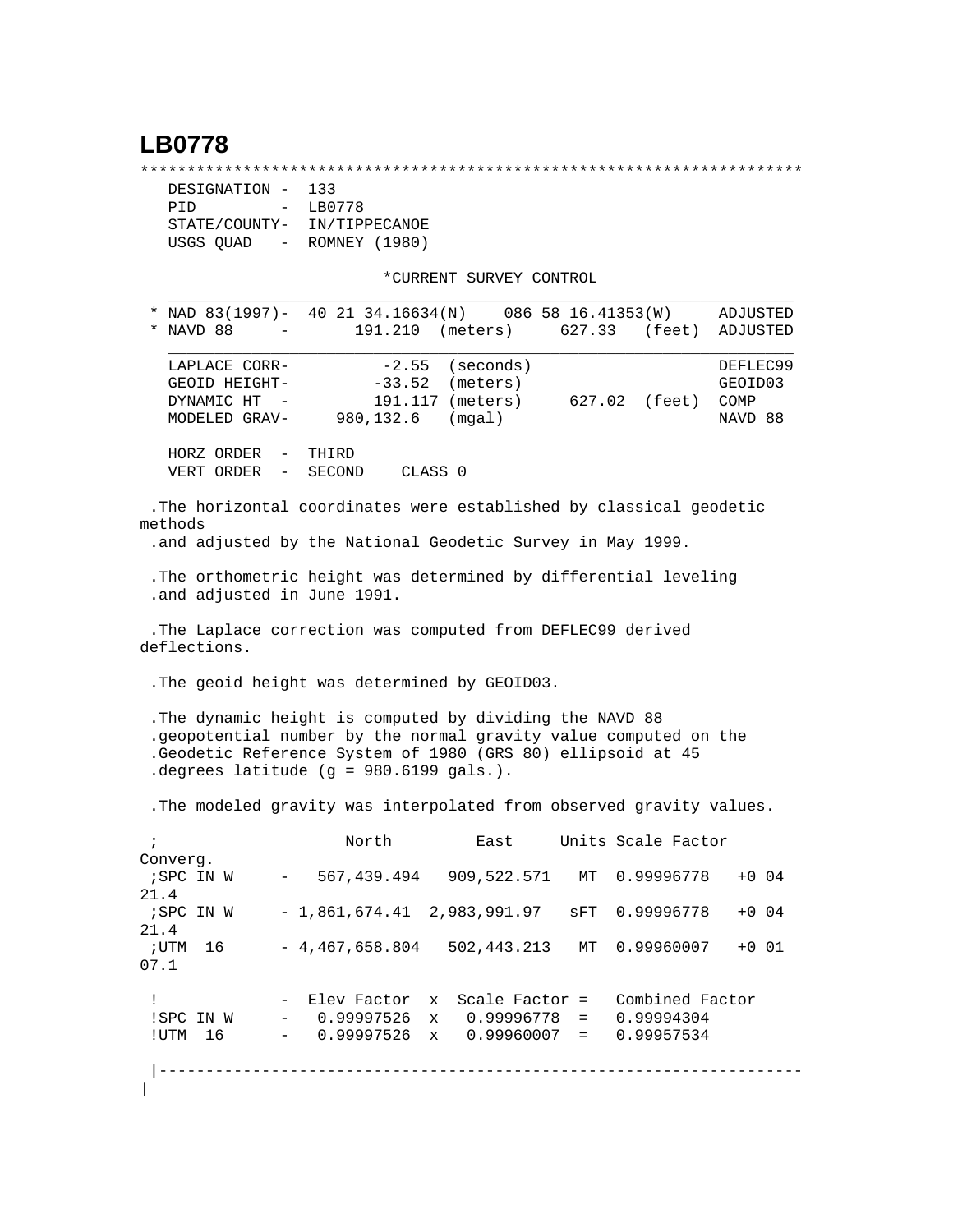# LB0778

```
**********************************************************************
   DESIGNATION -  133
   PID         -  LB0778
   STATE/COUNTY-  IN/TIPPECANOE
   USGS QUAD   -  ROMNEY (1980)

                           *CURRENT SURVEY CONTROL
   ___________________________________________________________________
 * NAD 83(1997)-  40 21 34.16634(N)    086 58 16.41353(W)     ADJUSTED
 * NAVD 88     -       191.210  (meters)     627.33   (feet)  ADJUSTED
   ___________________________________________________________________
   LAPLACE CORR-          -2.55  (seconds)                    DEFLEC99
   GEOID HEIGHT-         -33.52  (meters)                     GEOID03
   DYNAMIC HT  -        191.117 (meters)     627.02  (feet)  COMP
   MODELED GRAV-     980,132.6   (mgal)                       NAVD 88

   HORZ ORDER  -  THIRD
   VERT ORDER  -  SECOND    CLASS 0

 .The horizontal coordinates were established by classical geodetic
methods
 .and adjusted by the National Geodetic Survey in May 1999.

 .The orthometric height was determined by differential leveling
 .and adjusted in June 1991.

 .The Laplace correction was computed from DEFLEC99 derived
deflections.

 .The geoid height was determined by GEOID03.

 .The dynamic height is computed by dividing the NAVD 88
 .geopotential number by the normal gravity value computed on the
 .Geodetic Reference System of 1980 (GRS 80) ellipsoid at 45
 .degrees latitude (g = 980.6199 gals.).

 .The modeled gravity was interpolated from observed gravity values.

 ;                   North         East     Units Scale Factor
Converg.
 ;SPC IN W     -   567,439.494   909,522.571   MT  0.99996778   +0 04
21.4
 ;SPC IN W     - 1,861,674.41  2,983,991.97   sFT  0.99996778   +0 04
21.4
 ;UTM  16      - 4,467,658.804   502,443.213   MT  0.99960007   +0 01
07.1

 !             -  Elev Factor  x  Scale Factor =   Combined Factor
 !SPC IN W     -   0.99997526  x   0.99996778  =   0.99994304
 !UTM  16      -   0.99997526  x   0.99960007  =   0.99957534

 |--------------------------------------------------------------------
|
```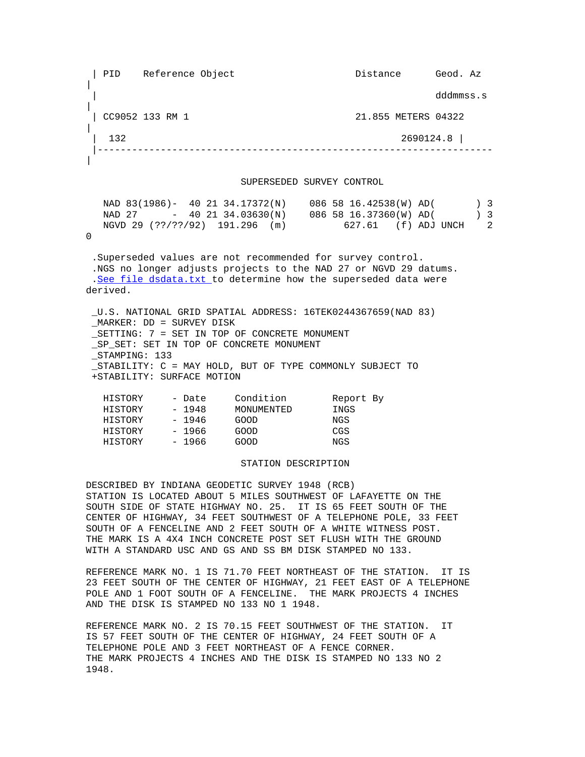| PID | Reference Object | Distance | Geod. Az |
|---|---|---|---|
| | | | dddmmss.s |
| CC9052 | 133 RM 1 | 21.855 METERS | 04322 |
| | 132 | | 2690124.8 |

SUPERSEDED SURVEY CONTROL

```
NAD 83(1986)-  40 21 34.17372(N)    086 58 16.42538(W) AD(       ) 3
NAD 27      -  40 21 34.03630(N)    086 58 16.37360(W) AD(       ) 3
NGVD 29 (??/??/92)  191.296  (m)          627.61   (f) ADJ UNCH    2
0
```

.Superseded values are not recommended for survey control.
.NGS no longer adjusts projects to the NAD 27 or NGVD 29 datums.
.See file dsdata.txt to determine how the superseded data were derived.

_U.S. NATIONAL GRID SPATIAL ADDRESS: 16TEK0244367659(NAD 83)
_MARKER: DD = SURVEY DISK
_SETTING: 7 = SET IN TOP OF CONCRETE MONUMENT
_SP_SET: SET IN TOP OF CONCRETE MONUMENT
_STAMPING: 133
_STABILITY: C = MAY HOLD, BUT OF TYPE COMMONLY SUBJECT TO
+STABILITY: SURFACE MOTION

| HISTORY | - Date | Condition | Report By |
|---|---|---|---|
| HISTORY | - 1948 | MONUMENTED | INGS |
| HISTORY | - 1946 | GOOD | NGS |
| HISTORY | - 1966 | GOOD | CGS |
| HISTORY | - 1966 | GOOD | NGS |

STATION DESCRIPTION

DESCRIBED BY INDIANA GEODETIC SURVEY 1948 (RCB)
STATION IS LOCATED ABOUT 5 MILES SOUTHWEST OF LAFAYETTE ON THE SOUTH SIDE OF STATE HIGHWAY NO. 25. IT IS 65 FEET SOUTH OF THE CENTER OF HIGHWAY, 34 FEET SOUTHWEST OF A TELEPHONE POLE, 33 FEET SOUTH OF A FENCELINE AND 2 FEET SOUTH OF A WHITE WITNESS POST. THE MARK IS A 4X4 INCH CONCRETE POST SET FLUSH WITH THE GROUND WITH A STANDARD USC AND GS AND SS BM DISK STAMPED NO 133.

REFERENCE MARK NO. 1 IS 71.70 FEET NORTHEAST OF THE STATION. IT IS 23 FEET SOUTH OF THE CENTER OF HIGHWAY, 21 FEET EAST OF A TELEPHONE POLE AND 1 FOOT SOUTH OF A FENCELINE. THE MARK PROJECTS 4 INCHES AND THE DISK IS STAMPED NO 133 NO 1 1948.

REFERENCE MARK NO. 2 IS 70.15 FEET SOUTHWEST OF THE STATION. IT IS 57 FEET SOUTH OF THE CENTER OF HIGHWAY, 24 FEET SOUTH OF A TELEPHONE POLE AND 3 FEET NORTHEAST OF A FENCE CORNER. THE MARK PROJECTS 4 INCHES AND THE DISK IS STAMPED NO 133 NO 2 1948.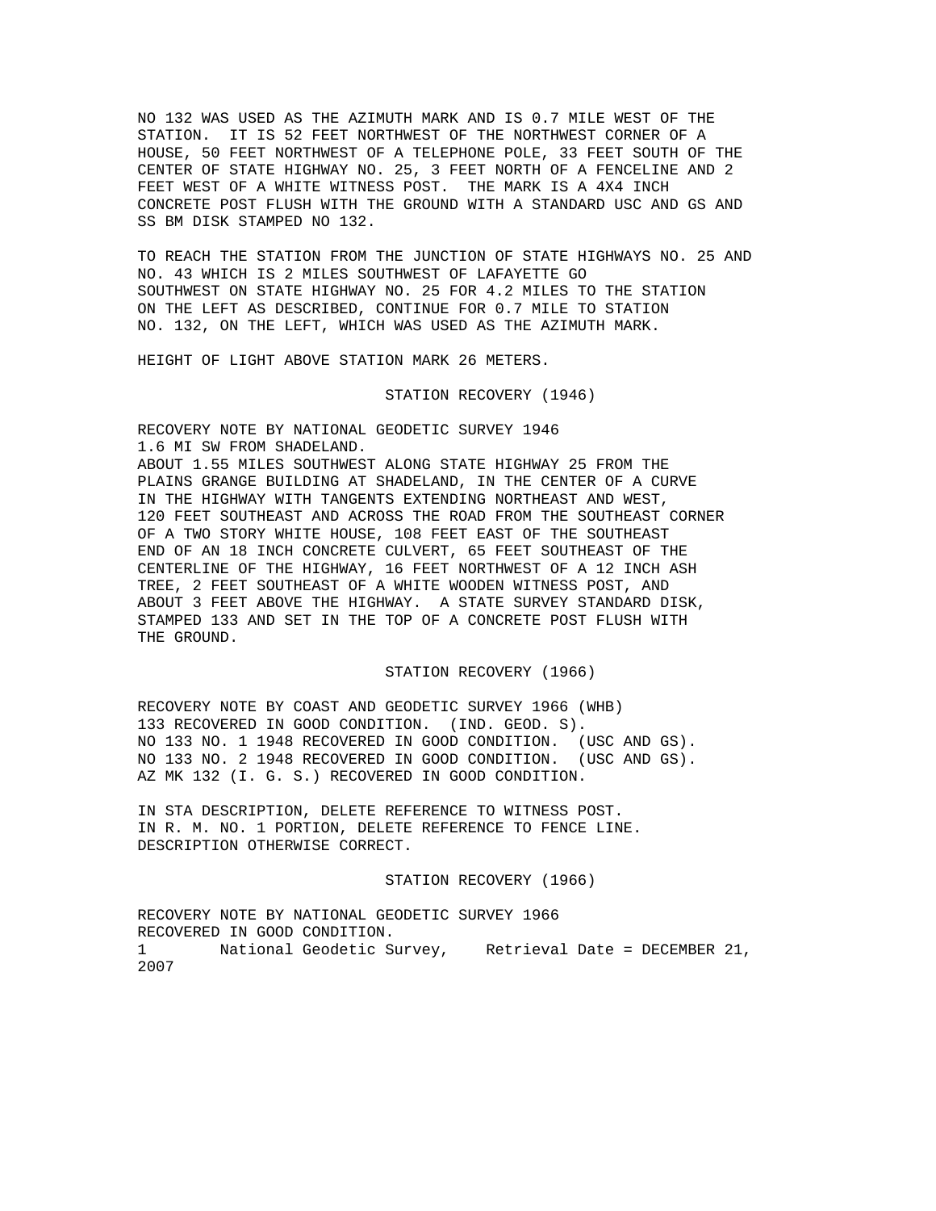NO 132 WAS USED AS THE AZIMUTH MARK AND IS 0.7 MILE WEST OF THE STATION. IT IS 52 FEET NORTHWEST OF THE NORTHWEST CORNER OF A HOUSE, 50 FEET NORTHWEST OF A TELEPHONE POLE, 33 FEET SOUTH OF THE CENTER OF STATE HIGHWAY NO. 25, 3 FEET NORTH OF A FENCELINE AND 2 FEET WEST OF A WHITE WITNESS POST. THE MARK IS A 4X4 INCH CONCRETE POST FLUSH WITH THE GROUND WITH A STANDARD USC AND GS AND SS BM DISK STAMPED NO 132.

TO REACH THE STATION FROM THE JUNCTION OF STATE HIGHWAYS NO. 25 AND NO. 43 WHICH IS 2 MILES SOUTHWEST OF LAFAYETTE GO SOUTHWEST ON STATE HIGHWAY NO. 25 FOR 4.2 MILES TO THE STATION ON THE LEFT AS DESCRIBED, CONTINUE FOR 0.7 MILE TO STATION NO. 132, ON THE LEFT, WHICH WAS USED AS THE AZIMUTH MARK.

HEIGHT OF LIGHT ABOVE STATION MARK 26 METERS.

STATION RECOVERY (1946)

RECOVERY NOTE BY NATIONAL GEODETIC SURVEY 1946
1.6 MI SW FROM SHADELAND.
ABOUT 1.55 MILES SOUTHWEST ALONG STATE HIGHWAY 25 FROM THE PLAINS GRANGE BUILDING AT SHADELAND, IN THE CENTER OF A CURVE IN THE HIGHWAY WITH TANGENTS EXTENDING NORTHEAST AND WEST, 120 FEET SOUTHEAST AND ACROSS THE ROAD FROM THE SOUTHEAST CORNER OF A TWO STORY WHITE HOUSE, 108 FEET EAST OF THE SOUTHEAST END OF AN 18 INCH CONCRETE CULVERT, 65 FEET SOUTHEAST OF THE CENTERLINE OF THE HIGHWAY, 16 FEET NORTHWEST OF A 12 INCH ASH TREE, 2 FEET SOUTHEAST OF A WHITE WOODEN WITNESS POST, AND ABOUT 3 FEET ABOVE THE HIGHWAY. A STATE SURVEY STANDARD DISK, STAMPED 133 AND SET IN THE TOP OF A CONCRETE POST FLUSH WITH THE GROUND.

STATION RECOVERY (1966)

RECOVERY NOTE BY COAST AND GEODETIC SURVEY 1966 (WHB)
133 RECOVERED IN GOOD CONDITION. (IND. GEOD. S).
NO 133 NO. 1 1948 RECOVERED IN GOOD CONDITION. (USC AND GS).
NO 133 NO. 2 1948 RECOVERED IN GOOD CONDITION. (USC AND GS).
AZ MK 132 (I. G. S.) RECOVERED IN GOOD CONDITION.

IN STA DESCRIPTION, DELETE REFERENCE TO WITNESS POST.
IN R. M. NO. 1 PORTION, DELETE REFERENCE TO FENCE LINE.
DESCRIPTION OTHERWISE CORRECT.

STATION RECOVERY (1966)

RECOVERY NOTE BY NATIONAL GEODETIC SURVEY 1966
RECOVERED IN GOOD CONDITION.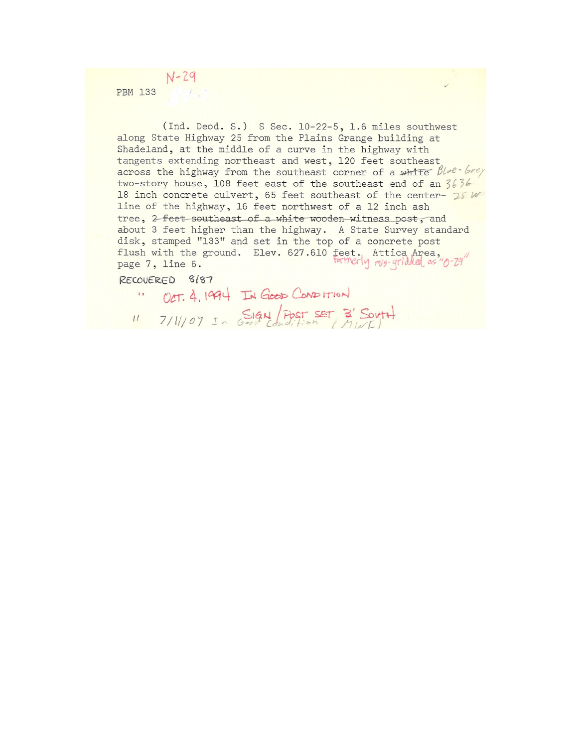N-29

PBM 133

(Ind. Deod. S.) S Sec. 10-22-5, 1.6 miles southwest along State Highway 25 from the Plains Grange building at Shadeland, at the middle of a curve in the highway with tangents extending northeast and west, 120 feet southeast across the highway from the southeast corner of a ~~white~~ Blue-Grey two-story house, 108 feet east of the southeast end of an 3636 18 inch concrete culvert, 65 feet southeast of the center- 25 W line of the highway, 16 feet northwest of a 12 inch ash tree, ~~2 feet southeast of a white wooden witness post,~~ and about 3 feet higher than the highway. A State Survey standard disk, stamped "133" and set in the top of a concrete post flush with the ground. Elev. 627.610 feet. Attica Area, page 7, line 6.

Formerly mis-gridded as "O-29"

RECOVERED 8/87

" OCT. 4, 1994 IN GOOD CONDITION

" 7/1/07 In Good Condition SIGN/POST SET 3' SOUTH (MINE)